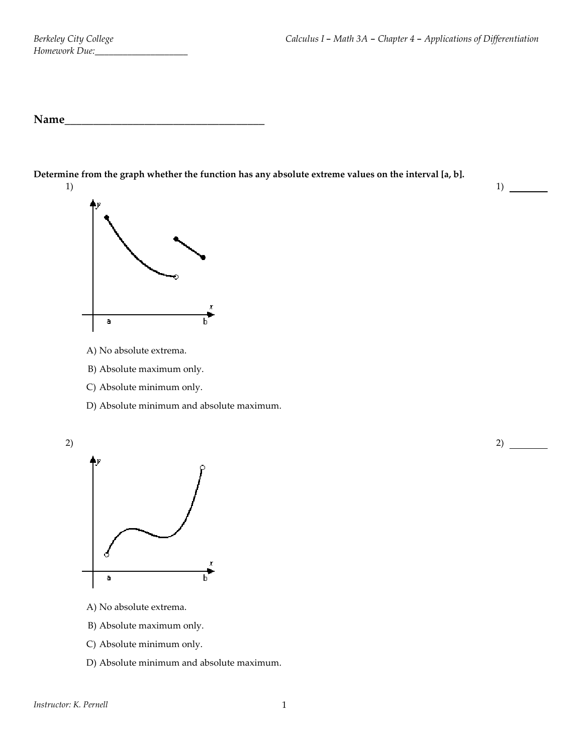Name_______________________________________

**Determine from the graph whether the function has any absolute extreme values on the interval [a, b].**

1) 1) ________

A) No absolute extrema.

B) Absolute maximum only.

C) Absolute minimum only.

D) Absolute minimum and absolute maximum.

2) 2) ________

A) No absolute extrema.

B) Absolute maximum only.

C) Absolute minimum only.

D) Absolute minimum and absolute maximum.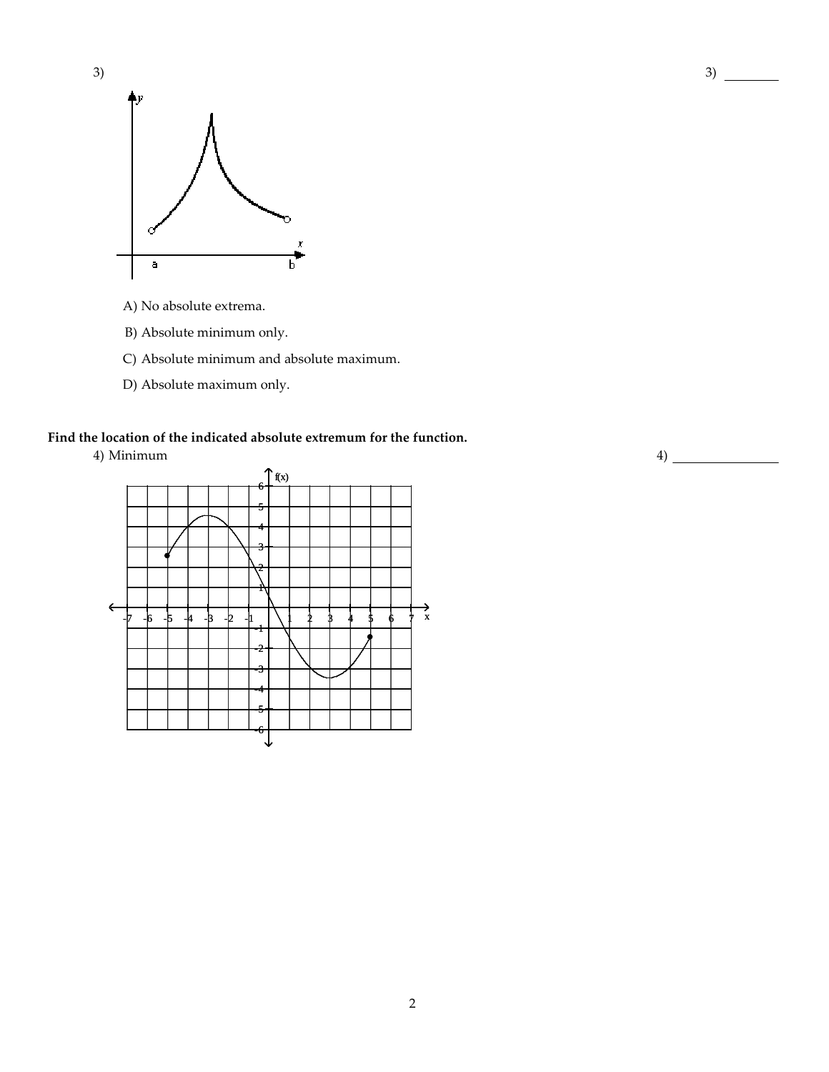3)

3) ________

A) No absolute extrema.

B) Absolute minimum only.

C) Absolute minimum and absolute maximum.

D) Absolute maximum only.

**Find the location of the indicated absolute extremum for the function.**

4) Minimum

4) ________________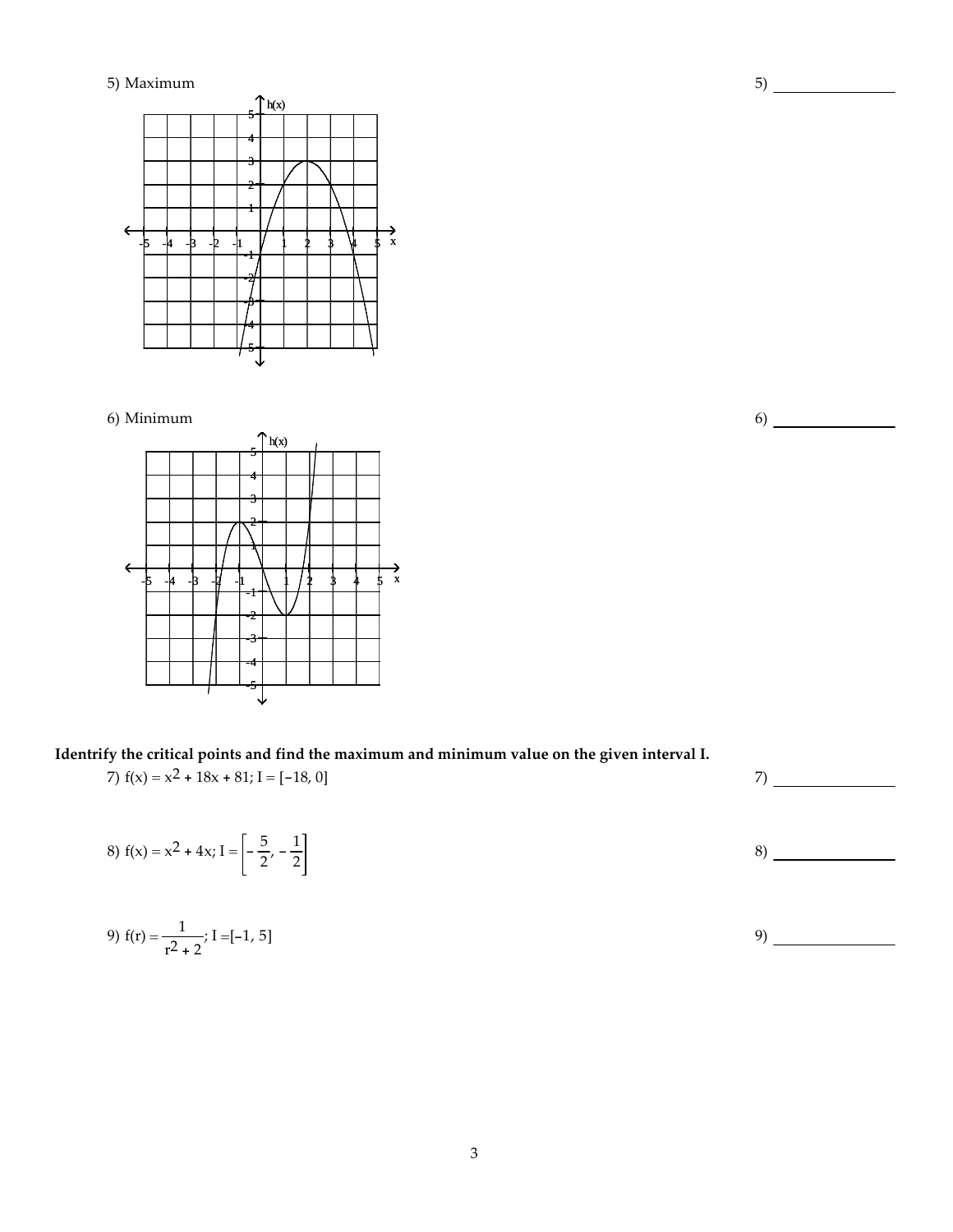5) Maximum

5) ________________

6) Minimum

6) ________________

**Identrify the critical points and find the maximum and minimum value on the given interval I.**

7) $f(x) = x^2 + 18x + 81$; $I = [-18, 0]$

7) ________________

8) $f(x) = x^2 + 4x$; $I = \left[-\frac{5}{2}, -\frac{1}{2}\right]$

8) ________________

9) $f(r) = \frac{1}{r^2 + 2}$; $I = [-1, 5]$

9) ________________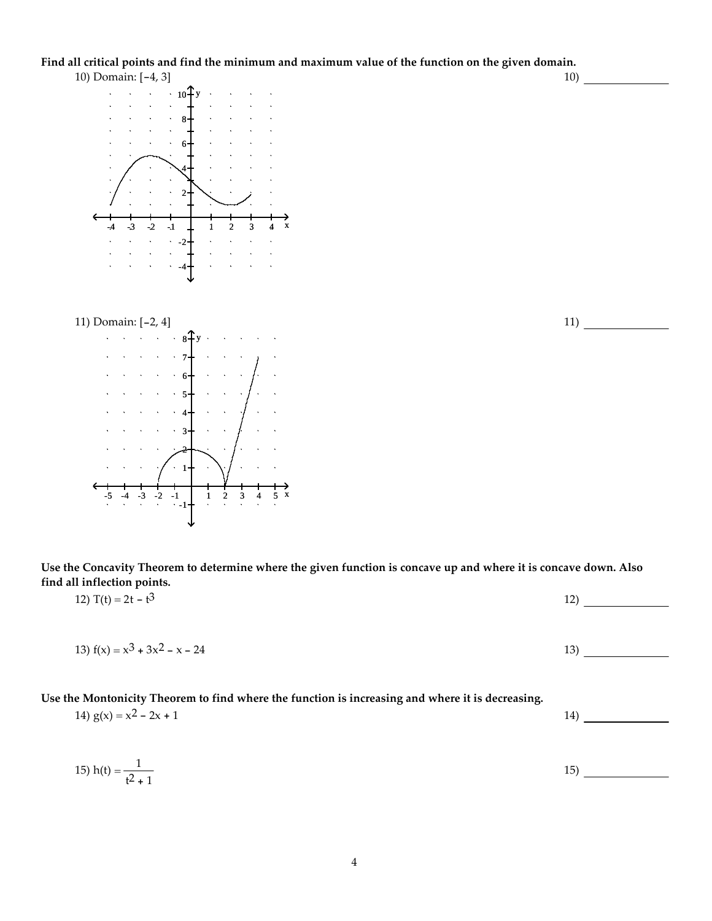**Find all critical points and find the minimum and maximum value of the function on the given domain.**

10) Domain: $[-4, 3]$ 10) _______________

11) Domain: $[-2, 4]$ 11) _______________

**Use the Concavity Theorem to determine where the given function is concave up and where it is concave down. Also find all inflection points.**

12) $T(t) = 2t - t^3$ 12) _______________

13) $f(x) = x^3 + 3x^2 - x - 24$ 13) _______________

**Use the Montonicity Theorem to find where the function is increasing and where it is decreasing.**

14) $g(x) = x^2 - 2x + 1$ 14) _______________

15) $h(t) = \dfrac{1}{t^2 + 1}$ 15) _______________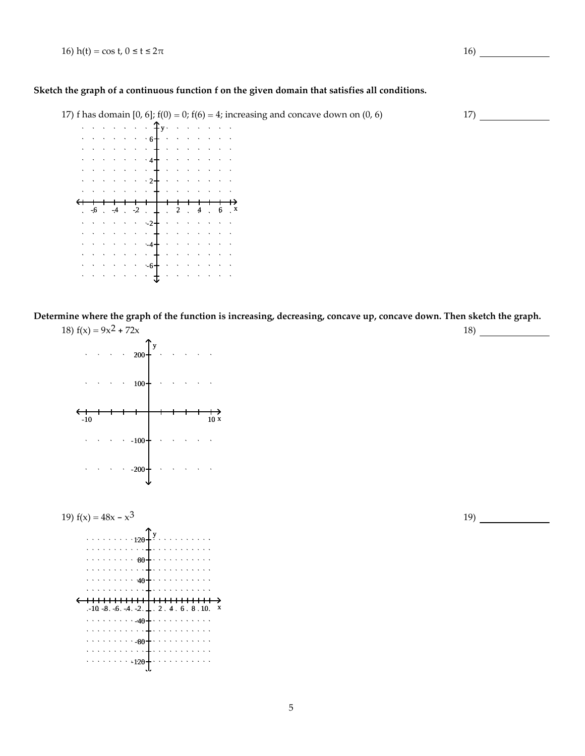16) $h(t) = \cos t,\ 0 \le t \le 2\pi$ 16) _______________

**Sketch the graph of a continuous function f on the given domain that satisfies all conditions.**

17) f has domain [0, 6]; $f(0) = 0$; $f(6) = 4$; increasing and concave down on (0, 6) 17) _______________

**Determine where the graph of the function is increasing, decreasing, concave up, concave down. Then sketch the graph.**

18) $f(x) = 9x^2 + 72x$ 18) _______________

19) $f(x) = 48x - x^3$ 19) _______________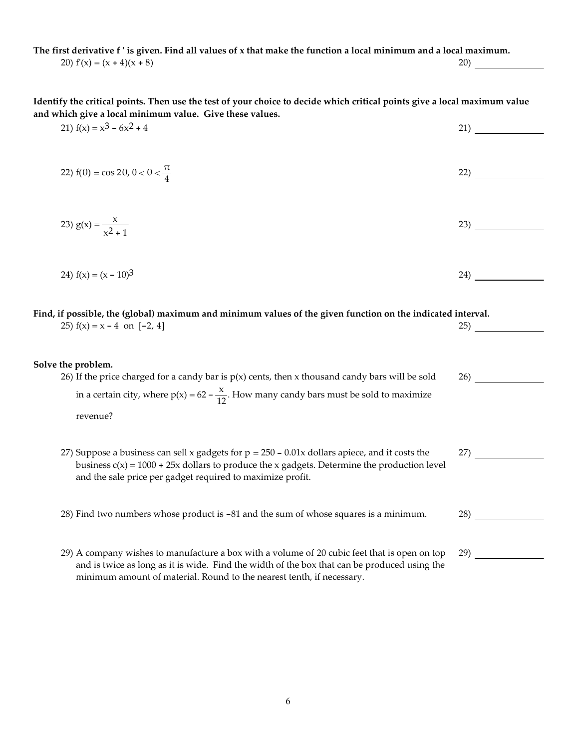**The first derivative f ' is given. Find all values of x that make the function a local minimum and a local maximum.**

20) $f'(x) = (x + 4)(x + 8)$ 20) ______________

**Identify the critical points. Then use the test of your choice to decide which critical points give a local maximum value and which give a local minimum value. Give these values.**

21) $f(x) = x^3 - 6x^2 + 4$ 21) ______________

22) $f(\theta) = \cos 2\theta,\ 0 < \theta < \frac{\pi}{4}$ 22) ______________

23) $g(x) = \frac{x}{x^2 + 1}$ 23) ______________

24) $f(x) = (x - 10)^3$ 24) ______________

**Find, if possible, the (global) maximum and minimum values of the given function on the indicated interval.**

25) $f(x) = x - 4$ on $[-2, 4]$ 25) ______________

**Solve the problem.**

26) If the price charged for a candy bar is $p(x)$ cents, then x thousand candy bars will be sold in a certain city, where $p(x) = 62 - \frac{x}{12}$. How many candy bars must be sold to maximize revenue? 26) ______________

27) Suppose a business can sell x gadgets for $p = 250 - 0.01x$ dollars apiece, and it costs the business $c(x) = 1000 + 25x$ dollars to produce the x gadgets. Determine the production level and the sale price per gadget required to maximize profit. 27) ______________

28) Find two numbers whose product is $-81$ and the sum of whose squares is a minimum. 28) ______________

29) A company wishes to manufacture a box with a volume of 20 cubic feet that is open on top and is twice as long as it is wide. Find the width of the box that can be produced using the minimum amount of material. Round to the nearest tenth, if necessary. 29) ______________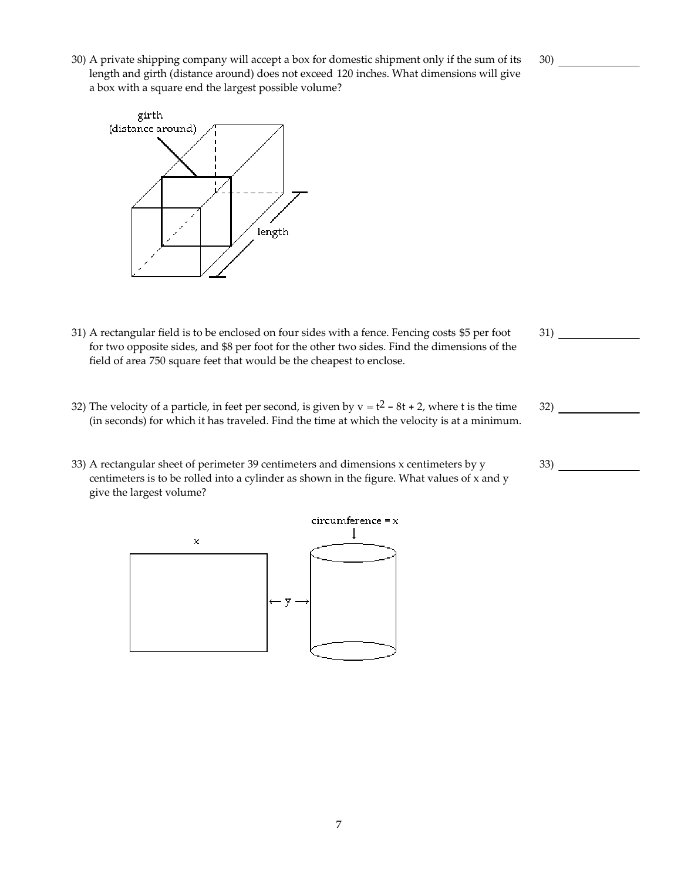30) A private shipping company will accept a box for domestic shipment only if the sum of its length and girth (distance around) does not exceed 120 inches. What dimensions will give a box with a square end the largest possible volume?

30) _______________

girth (distance around)

length

31) A rectangular field is to be enclosed on four sides with a fence. Fencing costs $5 per foot for two opposite sides, and $8 per foot for the other two sides. Find the dimensions of the field of area 750 square feet that would be the cheapest to enclose.

31) _______________

32) The velocity of a particle, in feet per second, is given by $v = t^2 - 8t + 2$, where t is the time (in seconds) for which it has traveled. Find the time at which the velocity is at a minimum.

32) _______________

33) A rectangular sheet of perimeter 39 centimeters and dimensions x centimeters by y centimeters is to be rolled into a cylinder as shown in the figure. What values of x and y give the largest volume?

33) _______________

x

circumference = x

← y →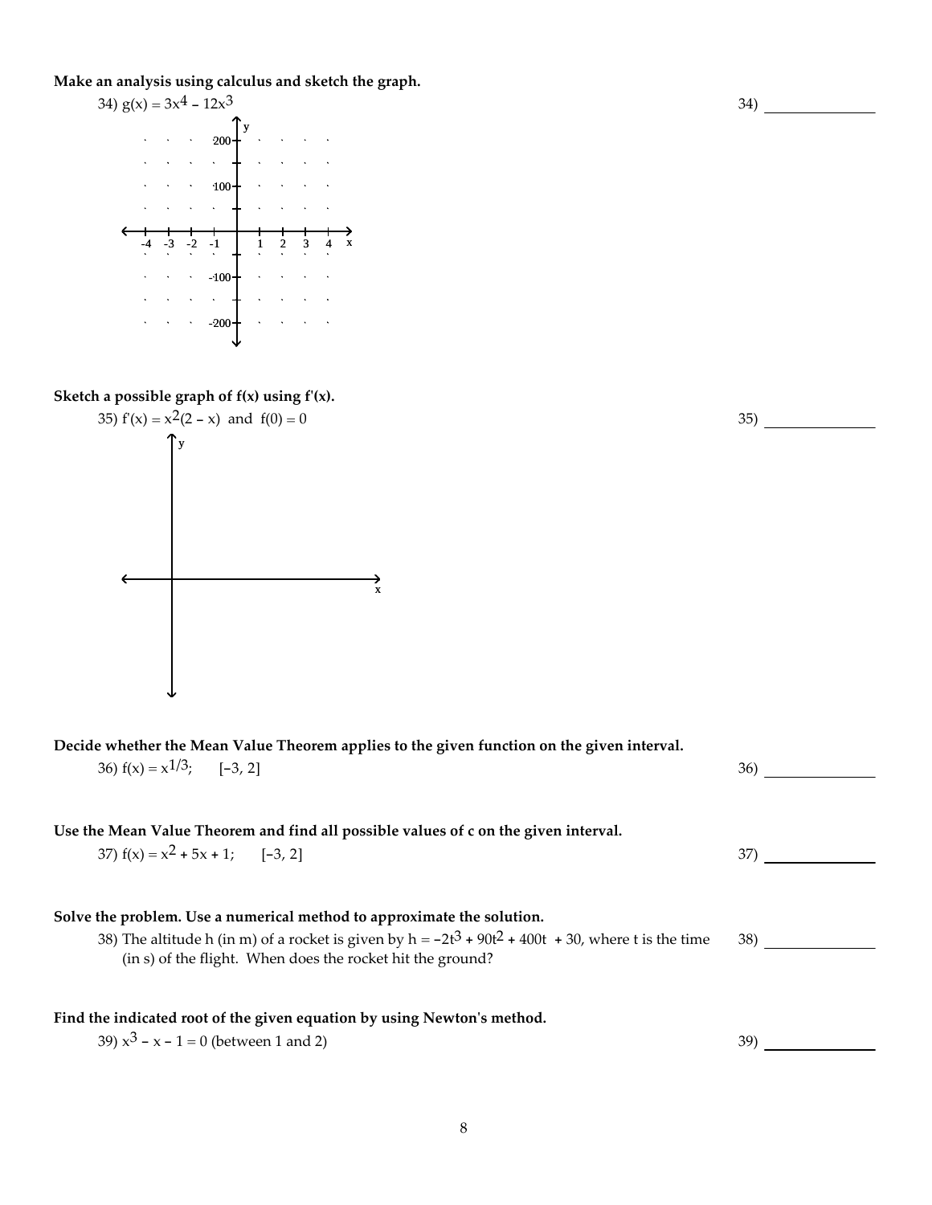**Make an analysis using calculus and sketch the graph.**

34) $g(x) = 3x^4 - 12x^3$ 34) ______________

**Sketch a possible graph of f(x) using f'(x).**

35) $f'(x) = x^2(2 - x)$ and $f(0) = 0$ 35) ______________

**Decide whether the Mean Value Theorem applies to the given function on the given interval.**

36) $f(x) = x^{1/3}$; $[-3, 2]$ 36) ______________

**Use the Mean Value Theorem and find all possible values of c on the given interval.**

37) $f(x) = x^2 + 5x + 1$; $[-3, 2]$ 37) ______________

**Solve the problem. Use a numerical method to approximate the solution.**

38) The altitude h (in m) of a rocket is given by $h = -2t^3 + 90t^2 + 400t + 30$, where t is the time (in s) of the flight. When does the rocket hit the ground? 38) ______________

**Find the indicated root of the given equation by using Newton's method.**

39) $x^3 - x - 1 = 0$ (between 1 and 2) 39) ______________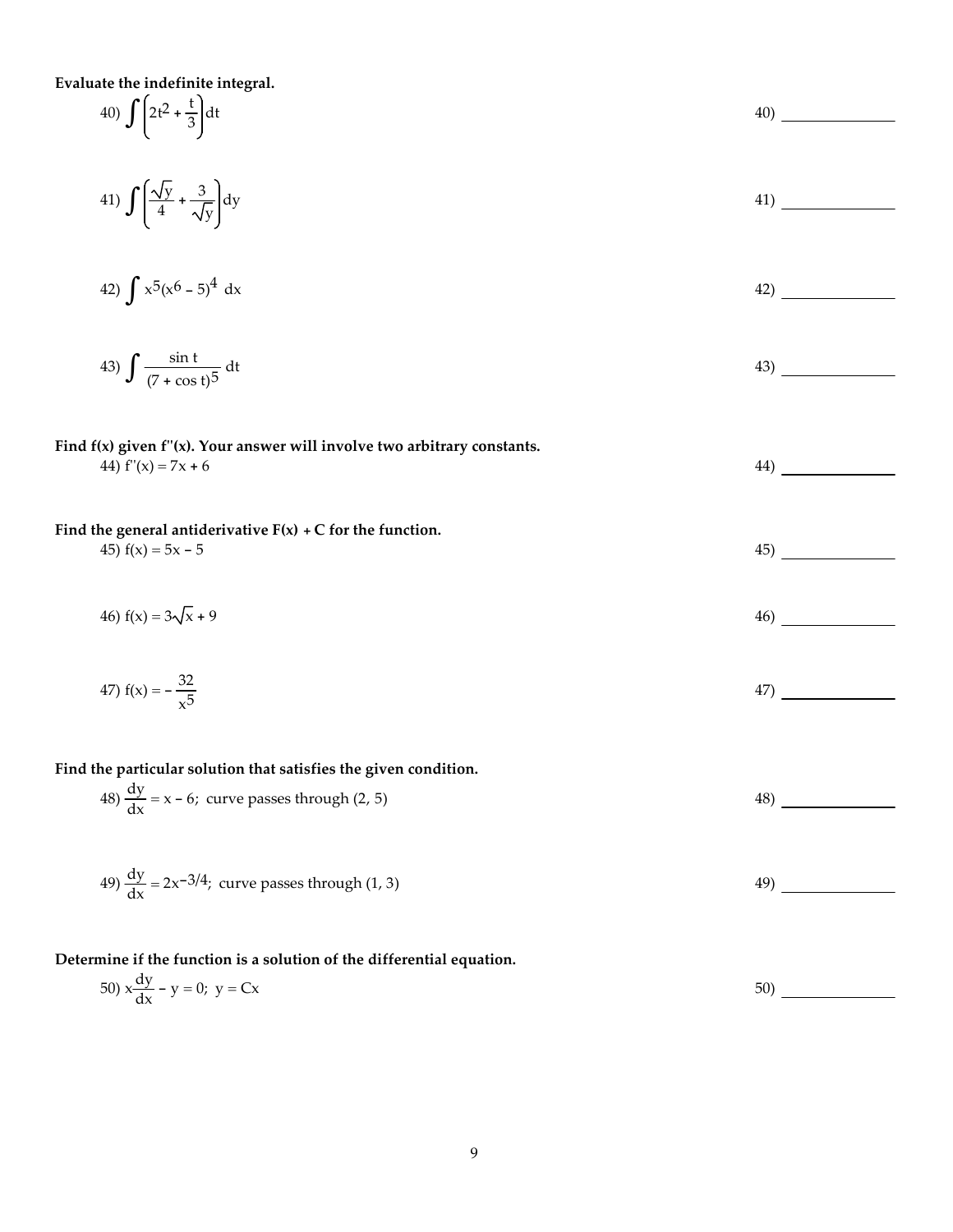**Evaluate the indefinite integral.**

40) $\int \left(2t^2 + \frac{t}{3}\right) dt$ 40) ______________

41) $\int \left(\frac{\sqrt{y}}{4} + \frac{3}{\sqrt{y}}\right) dy$ 41) ______________

42) $\int x^5(x^6 - 5)^4 \, dx$ 42) ______________

43) $\int \frac{\sin t}{(7 + \cos t)^5} \, dt$ 43) ______________

**Find f(x) given f''(x). Your answer will involve two arbitrary constants.**

44) $f''(x) = 7x + 6$ 44) ______________

**Find the general antiderivative F(x) + C for the function.**

45) $f(x) = 5x - 5$ 45) ______________

46) $f(x) = 3\sqrt{x} + 9$ 46) ______________

47) $f(x) = -\frac{32}{x^5}$ 47) ______________

**Find the particular solution that satisfies the given condition.**

48) $\frac{dy}{dx} = x - 6$; curve passes through (2, 5) 48) ______________

49) $\frac{dy}{dx} = 2x^{-3/4}$; curve passes through (1, 3) 49) ______________

**Determine if the function is a solution of the differential equation.**

50) $x\frac{dy}{dx} - y = 0$; $y = Cx$ 50) ______________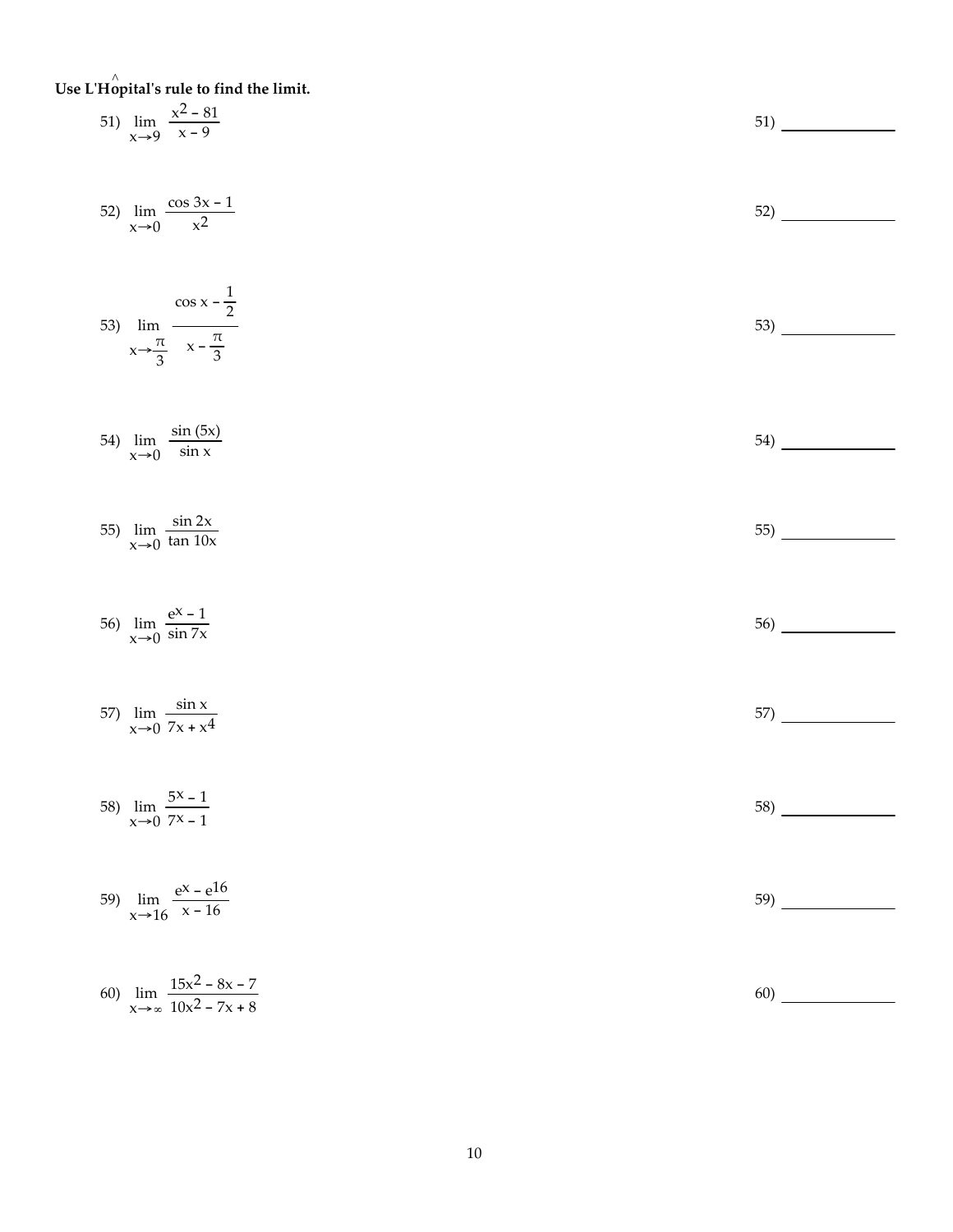**Use L'Hôpital's rule to find the limit.**

51) $\lim\limits_{x \to 9} \dfrac{x^2 - 81}{x - 9}$ &nbsp;&nbsp;&nbsp; 51) ______________

52) $\lim\limits_{x \to 0} \dfrac{\cos 3x - 1}{x^2}$ &nbsp;&nbsp;&nbsp; 52) ______________

53) $\lim\limits_{x \to \frac{\pi}{3}} \dfrac{\cos x - \frac{1}{2}}{x - \frac{\pi}{3}}$ &nbsp;&nbsp;&nbsp; 53) ______________

54) $\lim\limits_{x \to 0} \dfrac{\sin (5x)}{\sin x}$ &nbsp;&nbsp;&nbsp; 54) ______________

55) $\lim\limits_{x \to 0} \dfrac{\sin 2x}{\tan 10x}$ &nbsp;&nbsp;&nbsp; 55) ______________

56) $\lim\limits_{x \to 0} \dfrac{e^x - 1}{\sin 7x}$ &nbsp;&nbsp;&nbsp; 56) ______________

57) $\lim\limits_{x \to 0} \dfrac{\sin x}{7x + x^4}$ &nbsp;&nbsp;&nbsp; 57) ______________

58) $\lim\limits_{x \to 0} \dfrac{5^x - 1}{7^x - 1}$ &nbsp;&nbsp;&nbsp; 58) ______________

59) $\lim\limits_{x \to 16} \dfrac{e^x - e^{16}}{x - 16}$ &nbsp;&nbsp;&nbsp; 59) ______________

60) $\lim\limits_{x \to \infty} \dfrac{15x^2 - 8x - 7}{10x^2 - 7x + 8}$ &nbsp;&nbsp;&nbsp; 60) ______________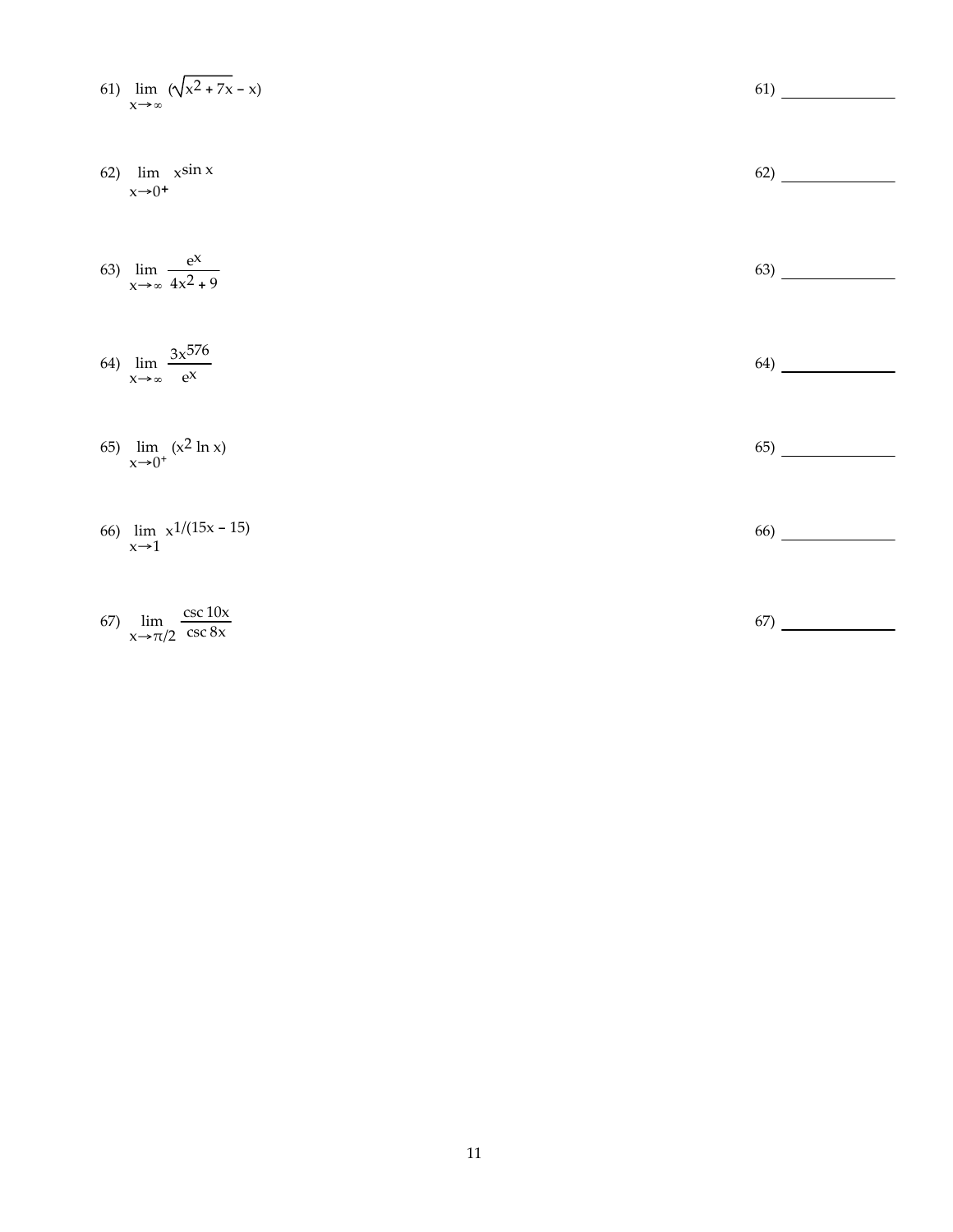61) $\lim\limits_{x \to \infty} (\sqrt{x^2 + 7x} - x)$ 61) ______________

62) $\lim\limits_{x \to 0^+} x^{\sin x}$ 62) ______________

63) $\lim\limits_{x \to \infty} \dfrac{e^x}{4x^2 + 9}$ 63) ______________

64) $\lim\limits_{x \to \infty} \dfrac{3x^{576}}{e^x}$ 64) ______________

65) $\lim\limits_{x \to 0^+} (x^2 \ln x)$ 65) ______________

66) $\lim\limits_{x \to 1} x^{1/(15x - 15)}$ 66) ______________

67) $\lim\limits_{x \to \pi/2} \dfrac{\csc 10x}{\csc 8x}$ 67) ______________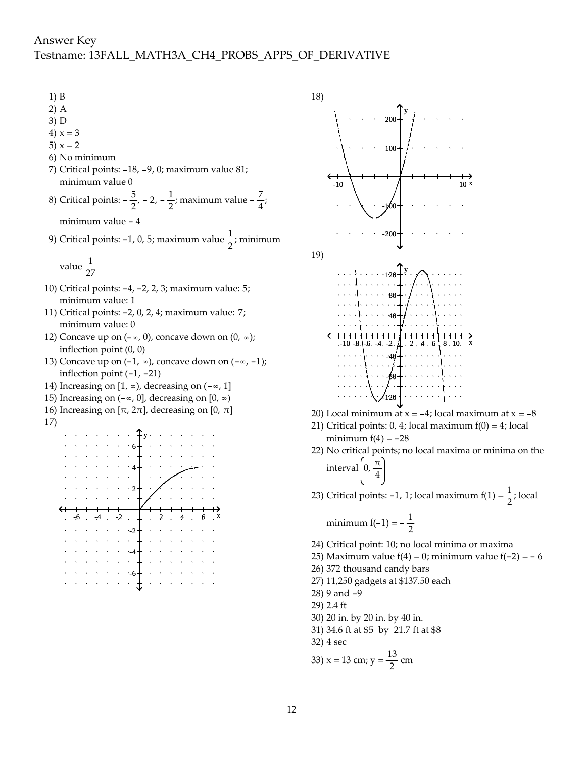# Answer Key

Testname: 13FALL_MATH3A_CH4_PROBS_APPS_OF_DERIVATIVE

1) B
2) A
3) D
4) $x = 3$
5) $x = 2$
6) No minimum
7) Critical points: $-18$, $-9$, $0$; maximum value 81; minimum value 0
8) Critical points: $-\frac{5}{2}$, $-2$, $-\frac{1}{2}$; maximum value $-\frac{7}{4}$; minimum value $-4$
9) Critical points: $-1$, $0$, $5$; maximum value $\frac{1}{2}$; minimum value $\frac{1}{27}$
10) Critical points: $-4$, $-2$, $2$, $3$; maximum value: 5; minimum value: 1
11) Critical points: $-2$, $0$, $2$, $4$; maximum value: 7; minimum value: 0
12) Concave up on $(-\infty, 0)$, concave down on $(0, \infty)$; inflection point $(0, 0)$
13) Concave up on $(-1, \infty)$, concave down on $(-\infty, -1)$; inflection point $(-1, -21)$
14) Increasing on $[1, \infty)$, decreasing on $(-\infty, 1]$
15) Increasing on $(-\infty, 0]$, decreasing on $[0, \infty)$
16) Increasing on $[\pi, 2\pi]$, decreasing on $[0, \pi]$
17) (graph)
18) (graph)
19) (graph)
20) Local minimum at $x = -4$; local maximum at $x = -8$
21) Critical points: 0, 4; local maximum $f(0) = 4$; local minimum $f(4) = -28$
22) No critical points; no local maxima or minima on the interval $\left(0, \frac{\pi}{4}\right)$
23) Critical points: $-1$, $1$; local maximum $f(1) = \frac{1}{2}$; local minimum $f(-1) = -\frac{1}{2}$
24) Critical point: 10; no local minima or maxima
25) Maximum value $f(4) = 0$; minimum value $f(-2) = -6$
26) 372 thousand candy bars
27) 11,250 gadgets at $137.50 each
28) 9 and $-9$
29) 2.4 ft
30) 20 in. by 20 in. by 40 in.
31) 34.6 ft at $5 by 21.7 ft at $8
32) 4 sec
33) $x = 13$ cm; $y = \frac{13}{2}$ cm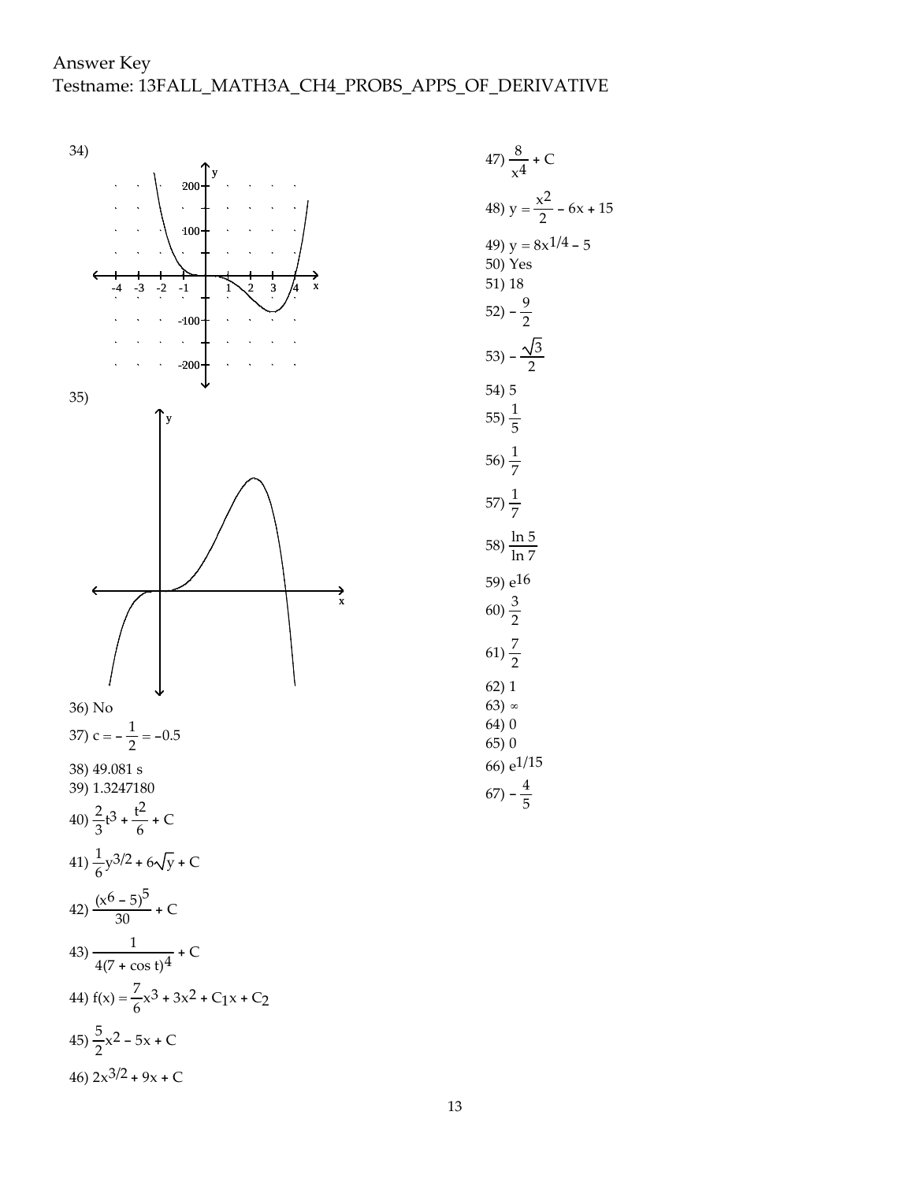Answer Key
Testname: 13FALL_MATH3A_CH4_PROBS_APPS_OF_DERIVATIVE

34)

y
200
100
-4 -3 -2 -1 1 2 3 4 x
-100
-200

35)

y
x

36) No

37) $c = -\frac{1}{2} = -0.5$

38) 49.081 s

39) 1.3247180

40) $\frac{2}{3}t^3 + \frac{t^2}{6} + C$

41) $\frac{1}{6}y^{3/2} + 6\sqrt{y} + C$

42) $\frac{(x^6 - 5)^5}{30} + C$

43) $\frac{1}{4(7 + \cos t)^4} + C$

44) $f(x) = \frac{7}{6}x^3 + 3x^2 + C_1x + C_2$

45) $\frac{5}{2}x^2 - 5x + C$

46) $2x^{3/2} + 9x + C$

47) $\frac{8}{x^4} + C$

48) $y = \frac{x^2}{2} - 6x + 15$

49) $y = 8x^{1/4} - 5$

50) Yes

51) 18

52) $-\frac{9}{2}$

53) $-\frac{\sqrt{3}}{2}$

54) 5

55) $\frac{1}{5}$

56) $\frac{1}{7}$

57) $\frac{1}{7}$

58) $\frac{\ln 5}{\ln 7}$

59) $e^{16}$

60) $\frac{3}{2}$

61) $\frac{7}{2}$

62) 1

63) $\infty$

64) 0

65) 0

66) $e^{1/15}$

67) $-\frac{4}{5}$